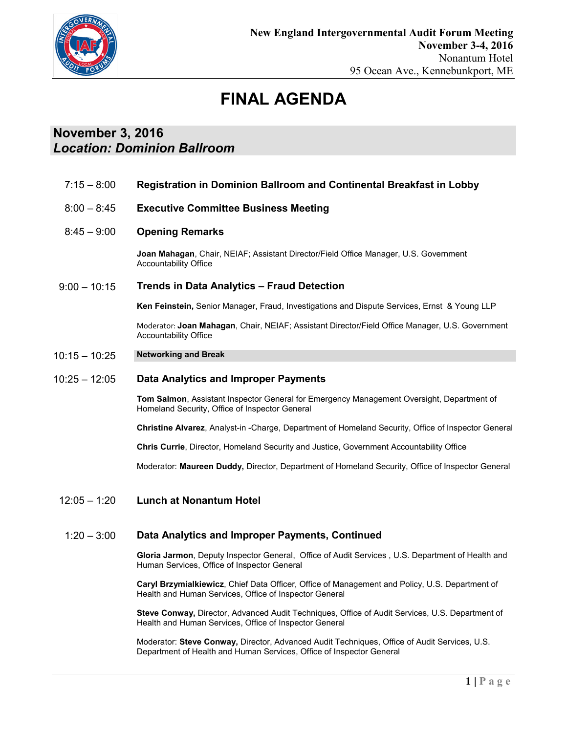**New England Intergovernmental Audit Forum Meeting**
**November 3-4, 2016**
Nonantum Hotel
95 Ocean Ave., Kennebunkport, ME

# FINAL AGENDA

## November 3, 2016
## *Location: Dominion Ballroom*

7:15 – 8:00 **Registration in Dominion Ballroom and Continental Breakfast in Lobby**

8:00 – 8:45 **Executive Committee Business Meeting**

8:45 – 9:00 **Opening Remarks**

**Joan Mahagan**, Chair, NEIAF; Assistant Director/Field Office Manager, U.S. Government Accountability Office

9:00 – 10:15 **Trends in Data Analytics – Fraud Detection**

**Ken Feinstein,** Senior Manager, Fraud, Investigations and Dispute Services, Ernst & Young LLP

Moderator: **Joan Mahagan**, Chair, NEIAF; Assistant Director/Field Office Manager, U.S. Government Accountability Office

10:15 – 10:25 **Networking and Break**

10:25 – 12:05 **Data Analytics and Improper Payments**

**Tom Salmon**, Assistant Inspector General for Emergency Management Oversight, Department of Homeland Security, Office of Inspector General

**Christine Alvarez**, Analyst-in -Charge, Department of Homeland Security, Office of Inspector General

**Chris Currie**, Director, Homeland Security and Justice, Government Accountability Office

Moderator: **Maureen Duddy,** Director, Department of Homeland Security, Office of Inspector General

12:05 – 1:20 **Lunch at Nonantum Hotel**

1:20 – 3:00 **Data Analytics and Improper Payments, Continued**

**Gloria Jarmon**, Deputy Inspector General, Office of Audit Services , U.S. Department of Health and Human Services, Office of Inspector General

**Caryl Brzymialkiewicz**, Chief Data Officer, Office of Management and Policy, U.S. Department of Health and Human Services, Office of Inspector General

**Steve Conway,** Director, Advanced Audit Techniques, Office of Audit Services, U.S. Department of Health and Human Services, Office of Inspector General

Moderator: **Steve Conway,** Director, Advanced Audit Techniques, Office of Audit Services, U.S. Department of Health and Human Services, Office of Inspector General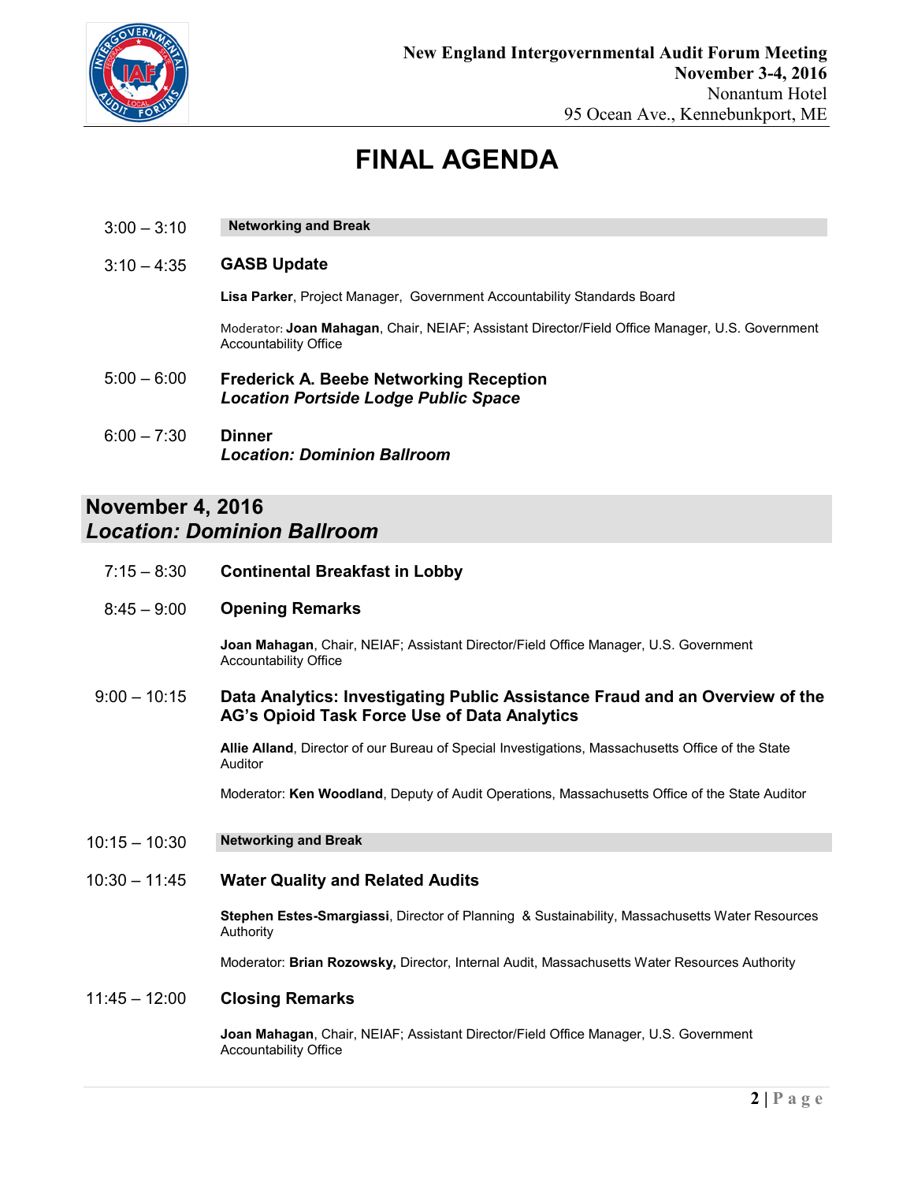New England Intergovernmental Audit Forum Meeting
**November 3-4, 2016**
Nonantum Hotel
95 Ocean Ave., Kennebunkport, ME

# FINAL AGENDA

3:00 – 3:10 **Networking and Break**

3:10 – 4:35 **GASB Update**

**Lisa Parker**, Project Manager, Government Accountability Standards Board

Moderator: **Joan Mahagan**, Chair, NEIAF; Assistant Director/Field Office Manager, U.S. Government Accountability Office

5:00 – 6:00 **Frederick A. Beebe Networking Reception**
***Location Portside Lodge Public Space***

6:00 – 7:30 **Dinner**
***Location: Dominion Ballroom***

## November 4, 2016
## *Location: Dominion Ballroom*

7:15 – 8:30 **Continental Breakfast in Lobby**

8:45 – 9:00 **Opening Remarks**

**Joan Mahagan**, Chair, NEIAF; Assistant Director/Field Office Manager, U.S. Government Accountability Office

9:00 – 10:15 **Data Analytics: Investigating Public Assistance Fraud and an Overview of the AG's Opioid Task Force Use of Data Analytics**

**Allie Alland**, Director of our Bureau of Special Investigations, Massachusetts Office of the State Auditor

Moderator: **Ken Woodland**, Deputy of Audit Operations, Massachusetts Office of the State Auditor

10:15 – 10:30 **Networking and Break**

10:30 – 11:45 **Water Quality and Related Audits**

**Stephen Estes-Smargiassi**, Director of Planning & Sustainability, Massachusetts Water Resources Authority

Moderator: **Brian Rozowsky,** Director, Internal Audit, Massachusetts Water Resources Authority

11:45 – 12:00 **Closing Remarks**

**Joan Mahagan**, Chair, NEIAF; Assistant Director/Field Office Manager, U.S. Government Accountability Office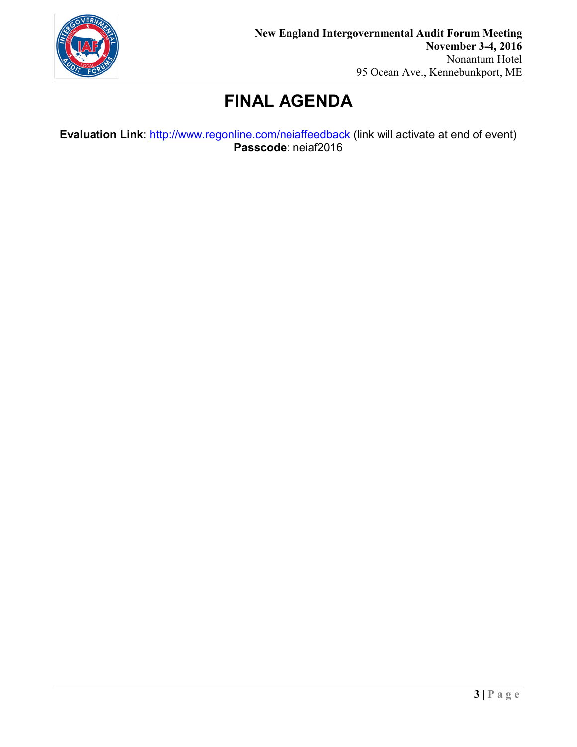New England Intergovernmental Audit Forum Meeting
November 3-4, 2016
Nonantum Hotel
95 Ocean Ave., Kennebunkport, ME

# FINAL AGENDA

**Evaluation Link**: http://www.regonline.com/neiaffeedback (link will activate at end of event)
**Passcode**: neiaf2016